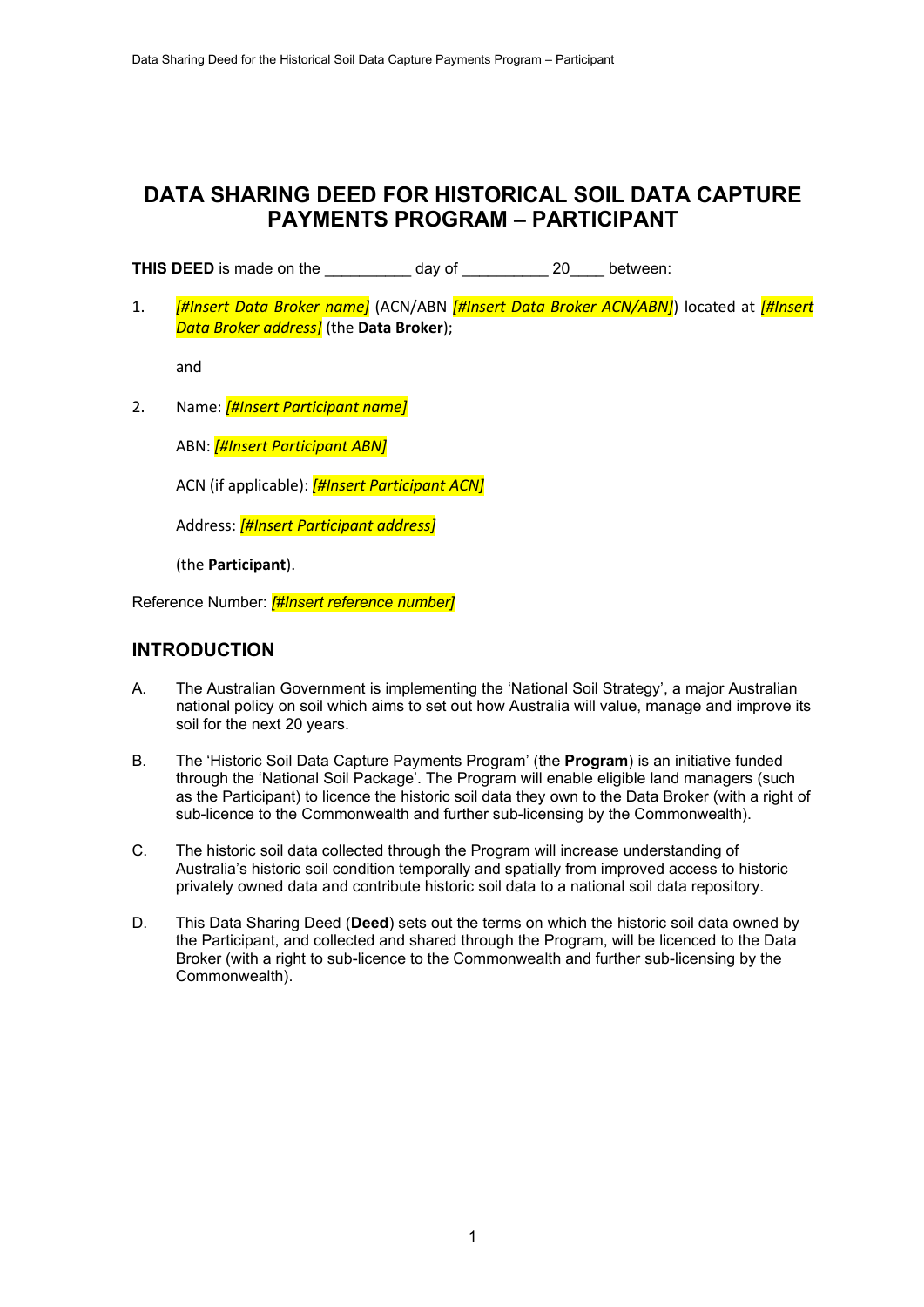# DATA SHARING DEED FOR HISTORICAL SOIL DATA CAPTURE PAYMENTS PROGRAM – PARTICIPANT

**THIS DEED** is made on the __________ day of __________ 20____ between:

1. *[#Insert Data Broker name]* (ACN/ABN *[#Insert Data Broker ACN/ABN]*) located at *[#Insert Data Broker address]* (the **Data Broker**);

   and

2. Name: *[#Insert Participant name]*

   ABN: *[#Insert Participant ABN]*

   ACN (if applicable): *[#Insert Participant ACN]*

   Address: *[#Insert Participant address]*

   (the **Participant**).

Reference Number: *[#Insert reference number]*

## INTRODUCTION

A. The Australian Government is implementing the 'National Soil Strategy', a major Australian national policy on soil which aims to set out how Australia will value, manage and improve its soil for the next 20 years.

B. The 'Historic Soil Data Capture Payments Program' (the **Program**) is an initiative funded through the 'National Soil Package'. The Program will enable eligible land managers (such as the Participant) to licence the historic soil data they own to the Data Broker (with a right of sub-licence to the Commonwealth and further sub-licensing by the Commonwealth).

C. The historic soil data collected through the Program will increase understanding of Australia's historic soil condition temporally and spatially from improved access to historic privately owned data and contribute historic soil data to a national soil data repository.

D. This Data Sharing Deed (**Deed**) sets out the terms on which the historic soil data owned by the Participant, and collected and shared through the Program, will be licenced to the Data Broker (with a right to sub-licence to the Commonwealth and further sub-licensing by the Commonwealth).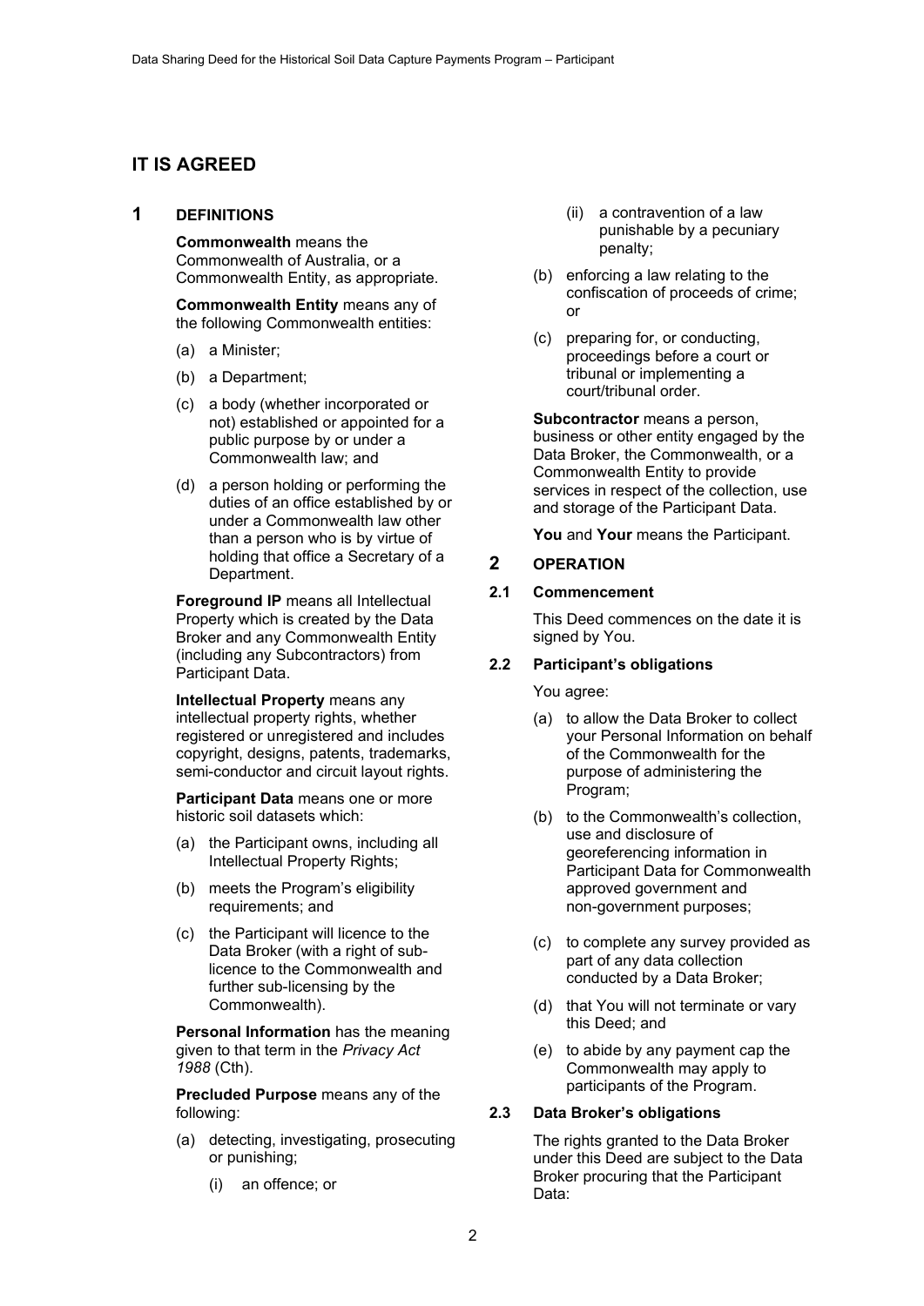# IT IS AGREED

## 1 DEFINITIONS

**Commonwealth** means the Commonwealth of Australia, or a Commonwealth Entity, as appropriate.

**Commonwealth Entity** means any of the following Commonwealth entities:

(a) a Minister;

(b) a Department;

(c) a body (whether incorporated or not) established or appointed for a public purpose by or under a Commonwealth law; and

(d) a person holding or performing the duties of an office established by or under a Commonwealth law other than a person who is by virtue of holding that office a Secretary of a Department.

**Foreground IP** means all Intellectual Property which is created by the Data Broker and any Commonwealth Entity (including any Subcontractors) from Participant Data.

**Intellectual Property** means any intellectual property rights, whether registered or unregistered and includes copyright, designs, patents, trademarks, semi-conductor and circuit layout rights.

**Participant Data** means one or more historic soil datasets which:

(a) the Participant owns, including all Intellectual Property Rights;

(b) meets the Program's eligibility requirements; and

(c) the Participant will licence to the Data Broker (with a right of sub-licence to the Commonwealth and further sub-licensing by the Commonwealth).

**Personal Information** has the meaning given to that term in the *Privacy Act 1988* (Cth).

**Precluded Purpose** means any of the following:

(a) detecting, investigating, prosecuting or punishing;

(i) an offence; or

(ii) a contravention of a law punishable by a pecuniary penalty;

(b) enforcing a law relating to the confiscation of proceeds of crime; or

(c) preparing for, or conducting, proceedings before a court or tribunal or implementing a court/tribunal order.

**Subcontractor** means a person, business or other entity engaged by the Data Broker, the Commonwealth, or a Commonwealth Entity to provide services in respect of the collection, use and storage of the Participant Data.

**You** and **Your** means the Participant.

## 2 OPERATION

### 2.1 Commencement

This Deed commences on the date it is signed by You.

### 2.2 Participant's obligations

You agree:

(a) to allow the Data Broker to collect your Personal Information on behalf of the Commonwealth for the purpose of administering the Program;

(b) to the Commonwealth's collection, use and disclosure of georeferencing information in Participant Data for Commonwealth approved government and non-government purposes;

(c) to complete any survey provided as part of any data collection conducted by a Data Broker;

(d) that You will not terminate or vary this Deed; and

(e) to abide by any payment cap the Commonwealth may apply to participants of the Program.

### 2.3 Data Broker's obligations

The rights granted to the Data Broker under this Deed are subject to the Data Broker procuring that the Participant Data: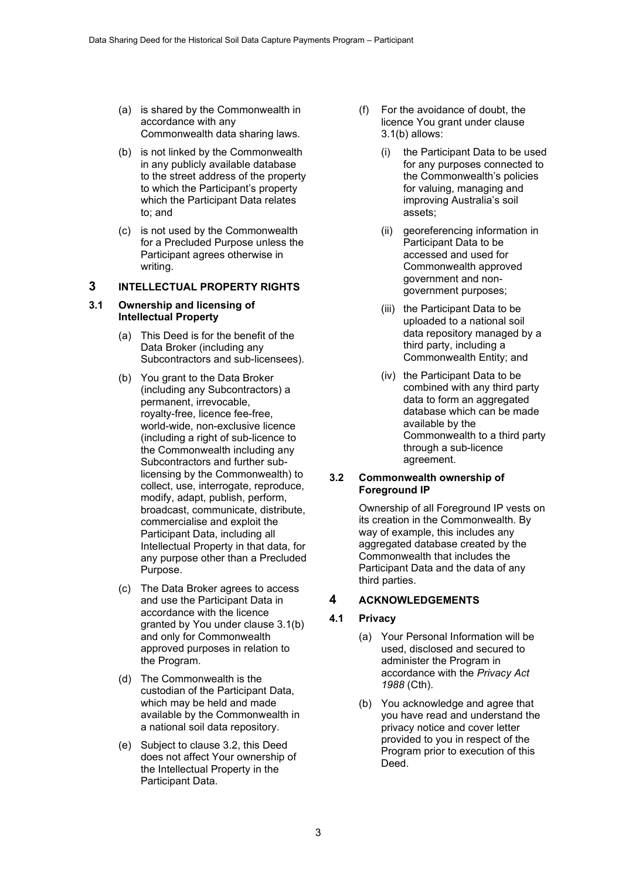(a) is shared by the Commonwealth in accordance with any Commonwealth data sharing laws.

(b) is not linked by the Commonwealth in any publicly available database to the street address of the property to which the Participant's property which the Participant Data relates to; and

(c) is not used by the Commonwealth for a Precluded Purpose unless the Participant agrees otherwise in writing.

# 3 INTELLECTUAL PROPERTY RIGHTS

## 3.1 Ownership and licensing of Intellectual Property

(a) This Deed is for the benefit of the Data Broker (including any Subcontractors and sub-licensees).

(b) You grant to the Data Broker (including any Subcontractors) a permanent, irrevocable, royalty-free, licence fee-free, world-wide, non-exclusive licence (including a right of sub-licence to the Commonwealth including any Subcontractors and further sub-licensing by the Commonwealth) to collect, use, interrogate, reproduce, modify, adapt, publish, perform, broadcast, communicate, distribute, commercialise and exploit the Participant Data, including all Intellectual Property in that data, for any purpose other than a Precluded Purpose.

(c) The Data Broker agrees to access and use the Participant Data in accordance with the licence granted by You under clause 3.1(b) and only for Commonwealth approved purposes in relation to the Program.

(d) The Commonwealth is the custodian of the Participant Data, which may be held and made available by the Commonwealth in a national soil data repository.

(e) Subject to clause 3.2, this Deed does not affect Your ownership of the Intellectual Property in the Participant Data.

(f) For the avoidance of doubt, the licence You grant under clause 3.1(b) allows:

(i) the Participant Data to be used for any purposes connected to the Commonwealth's policies for valuing, managing and improving Australia's soil assets;

(ii) georeferencing information in Participant Data to be accessed and used for Commonwealth approved government and non-government purposes;

(iii) the Participant Data to be uploaded to a national soil data repository managed by a third party, including a Commonwealth Entity; and

(iv) the Participant Data to be combined with any third party data to form an aggregated database which can be made available by the Commonwealth to a third party through a sub-licence agreement.

## 3.2 Commonwealth ownership of Foreground IP

Ownership of all Foreground IP vests on its creation in the Commonwealth. By way of example, this includes any aggregated database created by the Commonwealth that includes the Participant Data and the data of any third parties.

# 4 ACKNOWLEDGEMENTS

## 4.1 Privacy

(a) Your Personal Information will be used, disclosed and secured to administer the Program in accordance with the *Privacy Act 1988* (Cth).

(b) You acknowledge and agree that you have read and understand the privacy notice and cover letter provided to you in respect of the Program prior to execution of this Deed.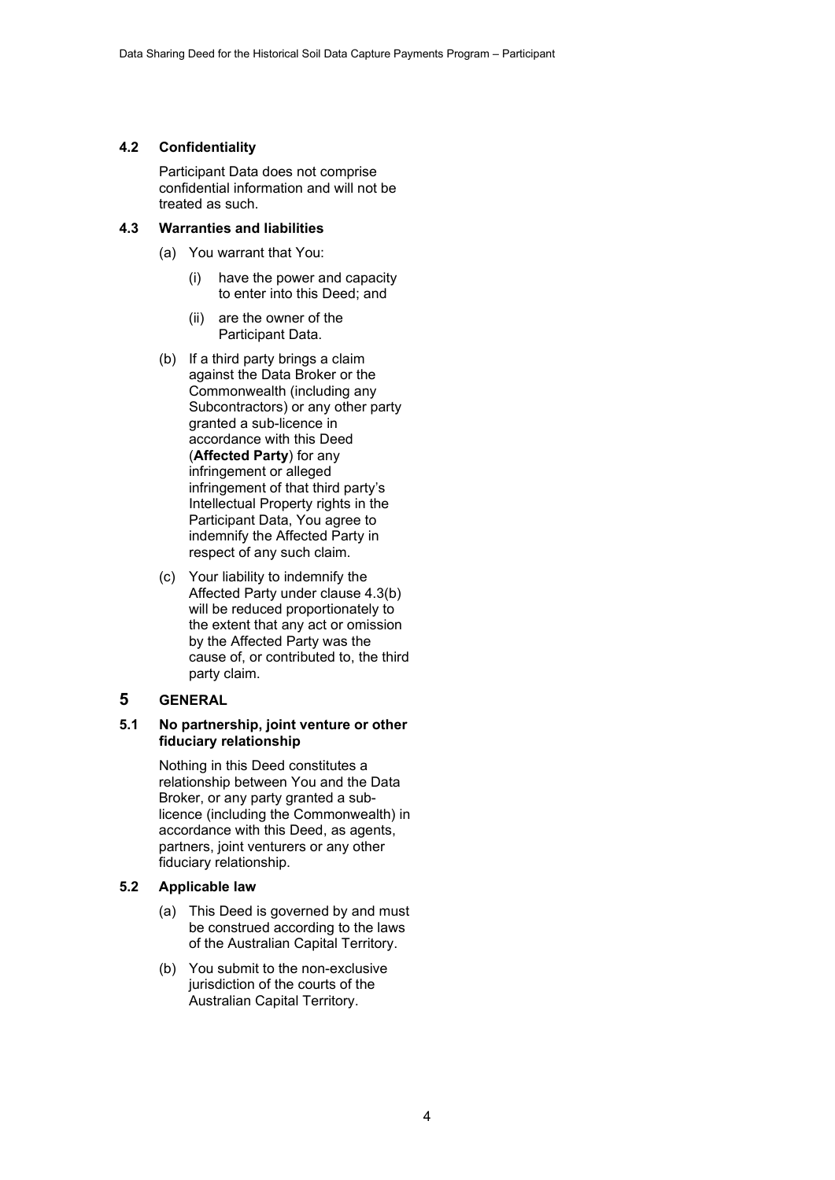### 4.2 Confidentiality

Participant Data does not comprise confidential information and will not be treated as such.

### 4.3 Warranties and liabilities

(a) You warrant that You:

(i) have the power and capacity to enter into this Deed; and

(ii) are the owner of the Participant Data.

(b) If a third party brings a claim against the Data Broker or the Commonwealth (including any Subcontractors) or any other party granted a sub-licence in accordance with this Deed (**Affected Party**) for any infringement or alleged infringement of that third party's Intellectual Property rights in the Participant Data, You agree to indemnify the Affected Party in respect of any such claim.

(c) Your liability to indemnify the Affected Party under clause 4.3(b) will be reduced proportionately to the extent that any act or omission by the Affected Party was the cause of, or contributed to, the third party claim.

## 5 GENERAL

### 5.1 No partnership, joint venture or other fiduciary relationship

Nothing in this Deed constitutes a relationship between You and the Data Broker, or any party granted a sub-licence (including the Commonwealth) in accordance with this Deed, as agents, partners, joint venturers or any other fiduciary relationship.

### 5.2 Applicable law

(a) This Deed is governed by and must be construed according to the laws of the Australian Capital Territory.

(b) You submit to the non-exclusive jurisdiction of the courts of the Australian Capital Territory.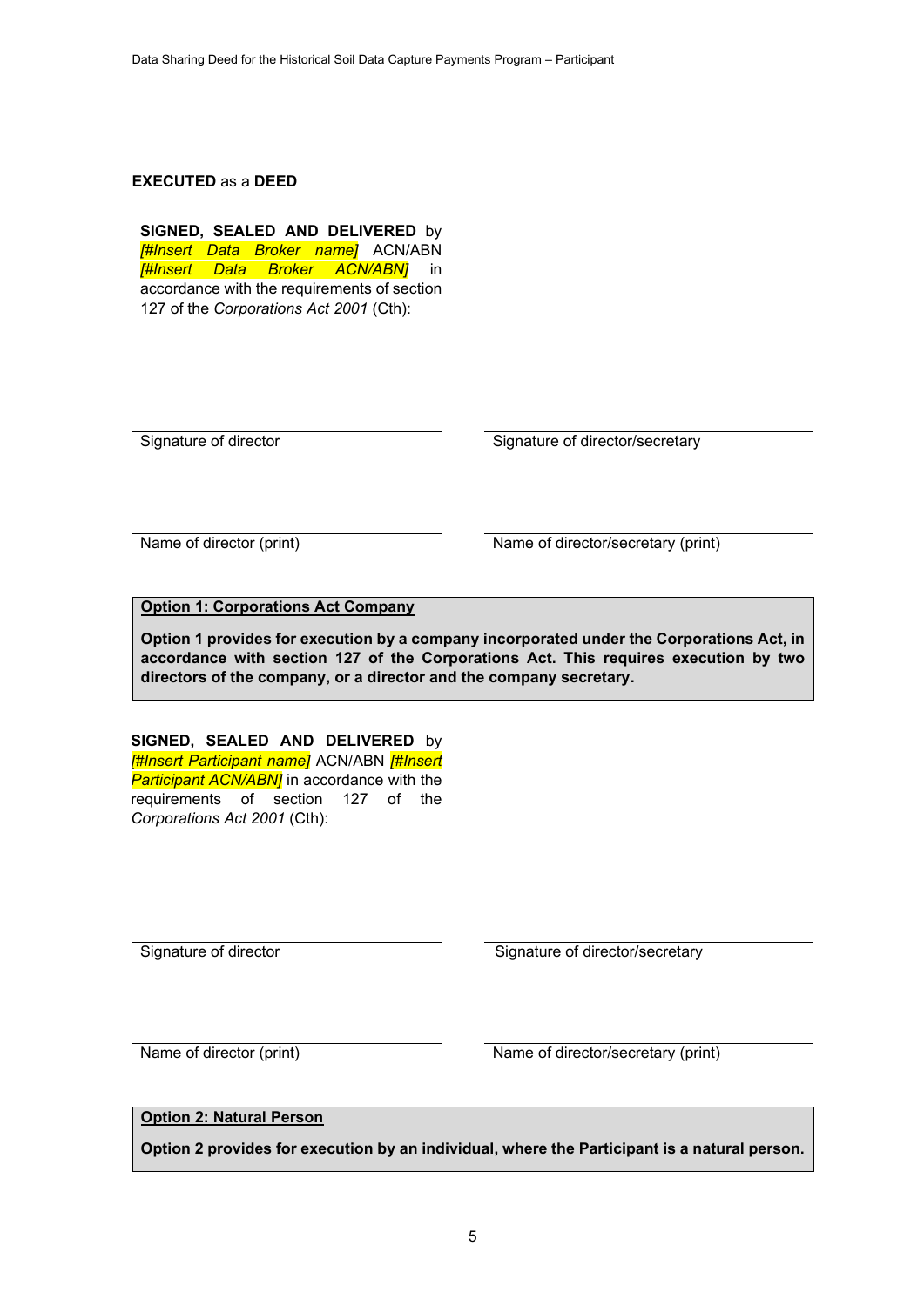**EXECUTED** as a **DEED**

**SIGNED, SEALED AND DELIVERED** by *[#Insert Data Broker name]* ACN/ABN *[#Insert Data Broker ACN/ABN]* in accordance with the requirements of section 127 of the *Corporations Act 2001* (Cth):

| | |
|---|---|
| Signature of director | Signature of director/secretary |
| Name of director (print) | Name of director/secretary (print) |

**Option 1: Corporations Act Company**

**Option 1 provides for execution by a company incorporated under the Corporations Act, in accordance with section 127 of the Corporations Act. This requires execution by two directors of the company, or a director and the company secretary.**

**SIGNED, SEALED AND DELIVERED** by *[#Insert Participant name]* ACN/ABN *[#Insert Participant ACN/ABN]* in accordance with the requirements of section 127 of the *Corporations Act 2001* (Cth):

| | |
|---|---|
| Signature of director | Signature of director/secretary |
| Name of director (print) | Name of director/secretary (print) |

**Option 2: Natural Person**

**Option 2 provides for execution by an individual, where the Participant is a natural person.**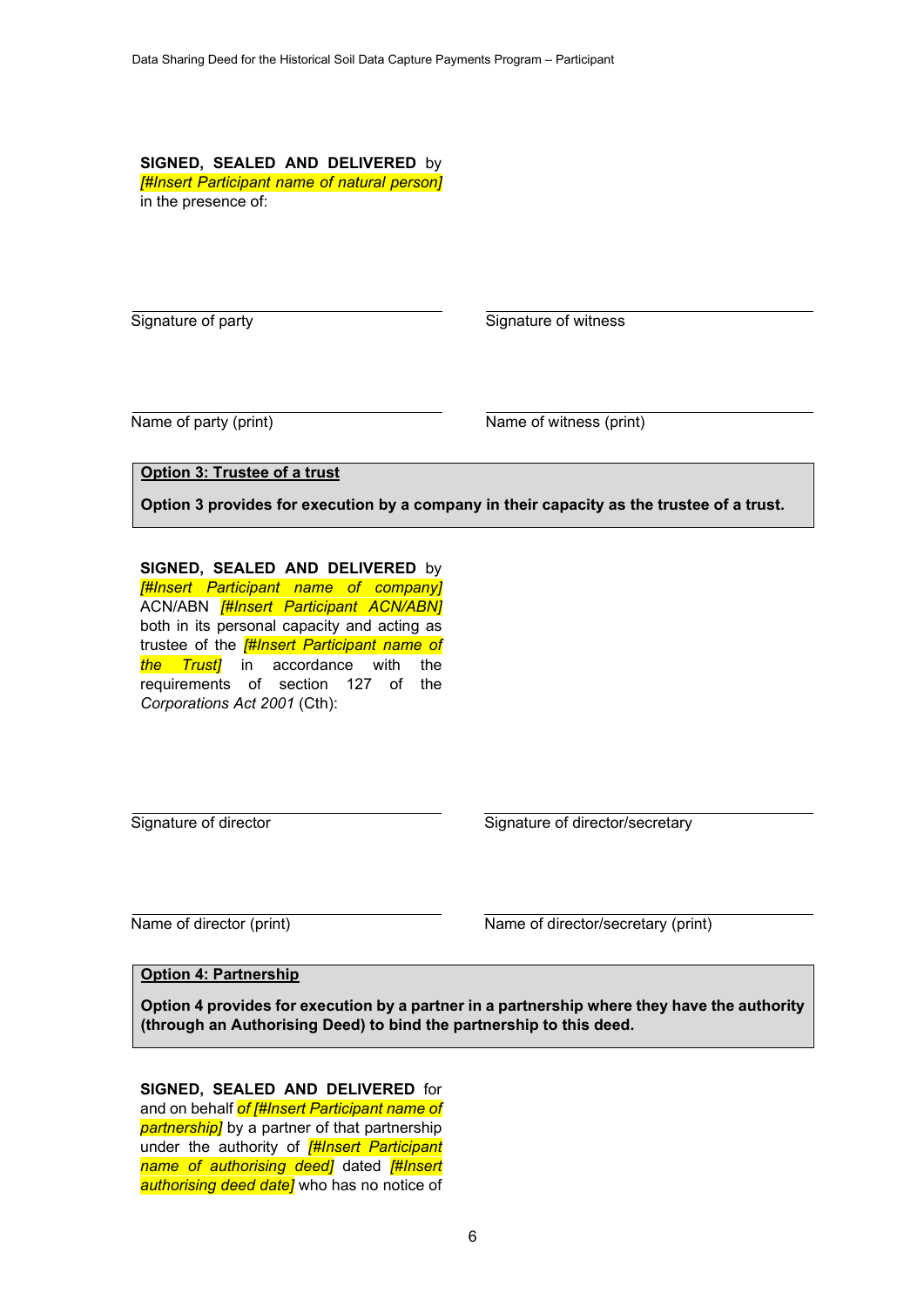**SIGNED, SEALED AND DELIVERED** by *[#Insert Participant name of natural person]* in the presence of:

| | |
|---|---|
| Signature of party | Signature of witness |
| Name of party (print) | Name of witness (print) |

**Option 3: Trustee of a trust**

**Option 3 provides for execution by a company in their capacity as the trustee of a trust.**

**SIGNED, SEALED AND DELIVERED** by *[#Insert Participant name of company]* ACN/ABN *[#Insert Participant ACN/ABN]* both in its personal capacity and acting as trustee of the *[#Insert Participant name of the Trust]* in accordance with the requirements of section 127 of the *Corporations Act 2001* (Cth):

| | |
|---|---|
| Signature of director | Signature of director/secretary |
| Name of director (print) | Name of director/secretary (print) |

**Option 4: Partnership**

**Option 4 provides for execution by a partner in a partnership where they have the authority (through an Authorising Deed) to bind the partnership to this deed.**

**SIGNED, SEALED AND DELIVERED** for and on behalf *of [#Insert Participant name of partnership]* by a partner of that partnership under the authority of *[#Insert Participant name of authorising deed]* dated *[#Insert authorising deed date]* who has no notice of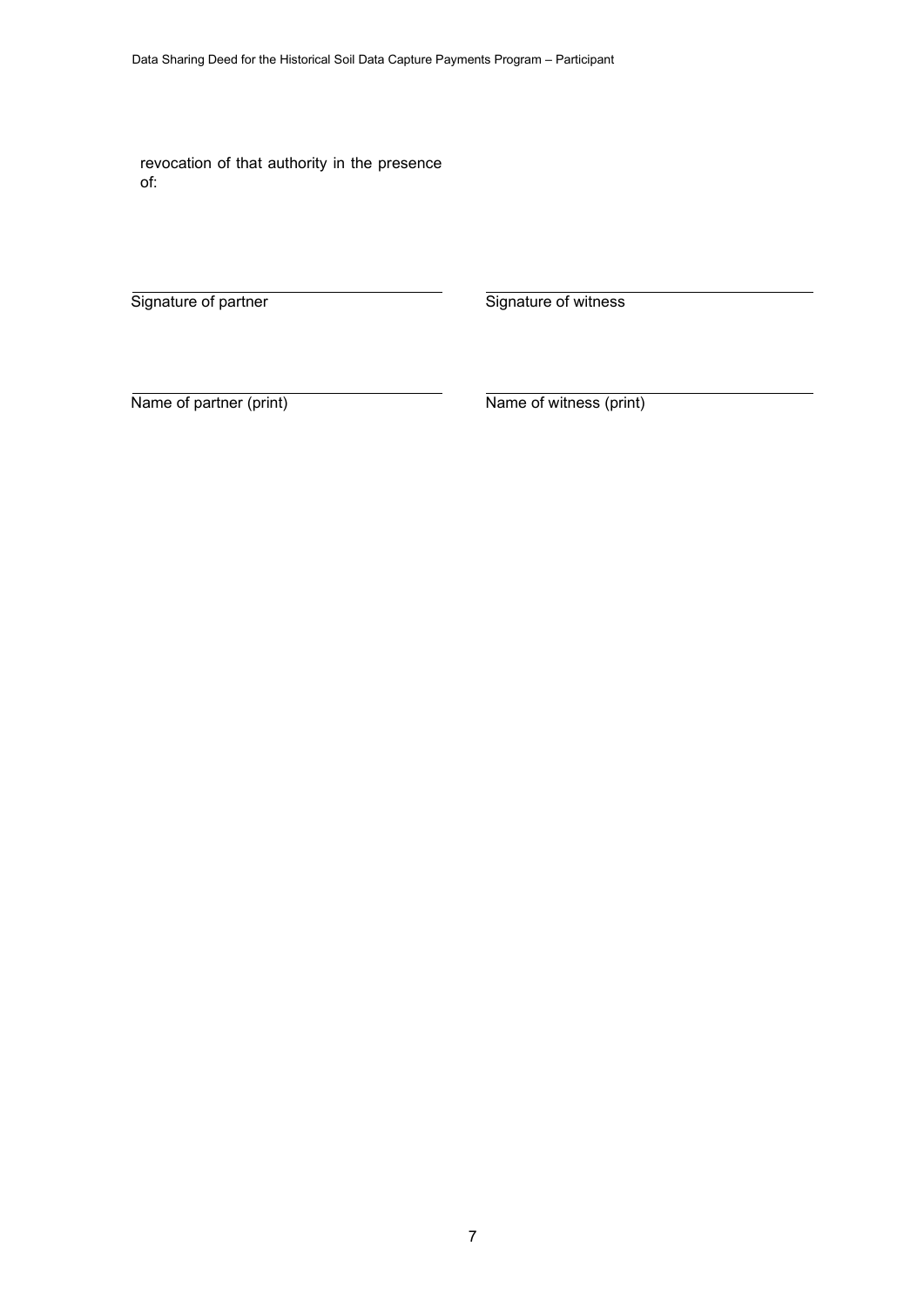revocation of that authority in the presence of:

| | |
|---|---|
| Signature of partner | Signature of witness |
| Name of partner (print) | Name of witness (print) |